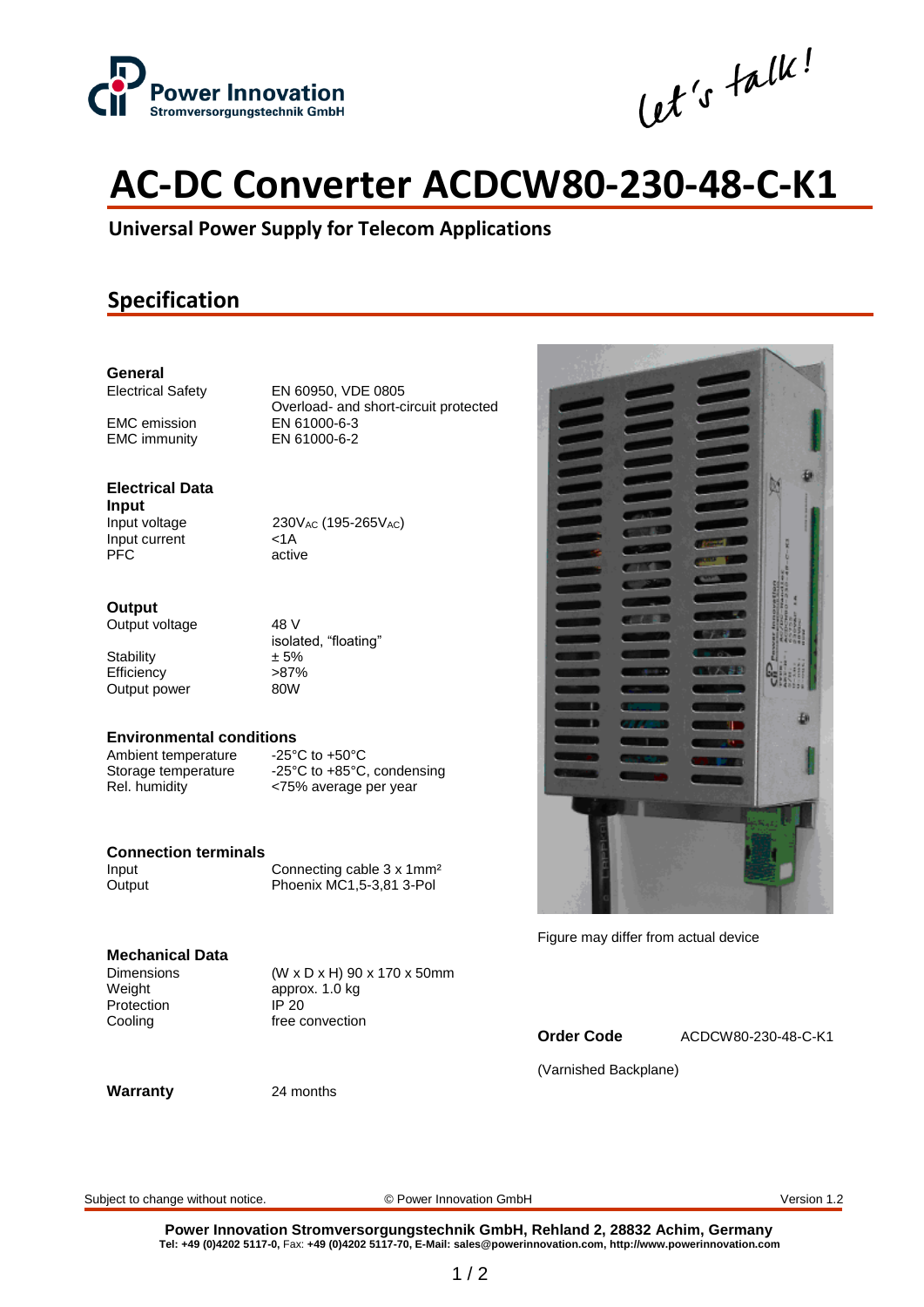# AC-DC Converter ACDCW80-230-48-C-K1

### Universal Power Supply for Telecom Applications

## Specification

**General**

| | |
|---|---|
| Electrical Safety | EN 60950, VDE 0805 |
| | Overload- and short-circuit protected |
| EMC emission | EN 61000-6-3 |
| EMC immunity | EN 61000-6-2 |

**Electrical Data**

**Input**

| | |
|---|---|
| Input voltage | $230V_{AC}$ ($195\text{-}265V_{AC}$) |
| Input current | <1A |
| PFC | active |

**Output**

| | |
|---|---|
| Output voltage | 48 V |
| | isolated, "floating" |
| Stability | ± 5% |
| Efficiency | >87% |
| Output power | 80W |

**Environmental conditions**

| | |
|---|---|
| Ambient temperature | -25°C to +50°C |
| Storage temperature | -25°C to +85°C, condensing |
| Rel. humidity | <75% average per year |

**Connection terminals**

| | |
|---|---|
| Input | Connecting cable 3 x 1mm² |
| Output | Phoenix MC1,5-3,81 3-Pol |

**Mechanical Data**

| | |
|---|---|
| Dimensions | (W x D x H) 90 x 170 x 50mm |
| Weight | approx. 1.0 kg |
| Protection | IP 20 |
| Cooling | free convection |

**Warranty** 24 months

Figure may differ from actual device

**Order Code** ACDCW80-230-48-C-K1

(Varnished Backplane)

Subject to change without notice. © Power Innovation GmbH Version 1.2

**Power Innovation Stromversorgungstechnik GmbH, Rehland 2, 28832 Achim, Germany**
**Tel: +49 (0)4202 5117-0,** Fax: **+49 (0)4202 5117-70, E-Mail: sales@powerinnovation.com, http://www.powerinnovation.com**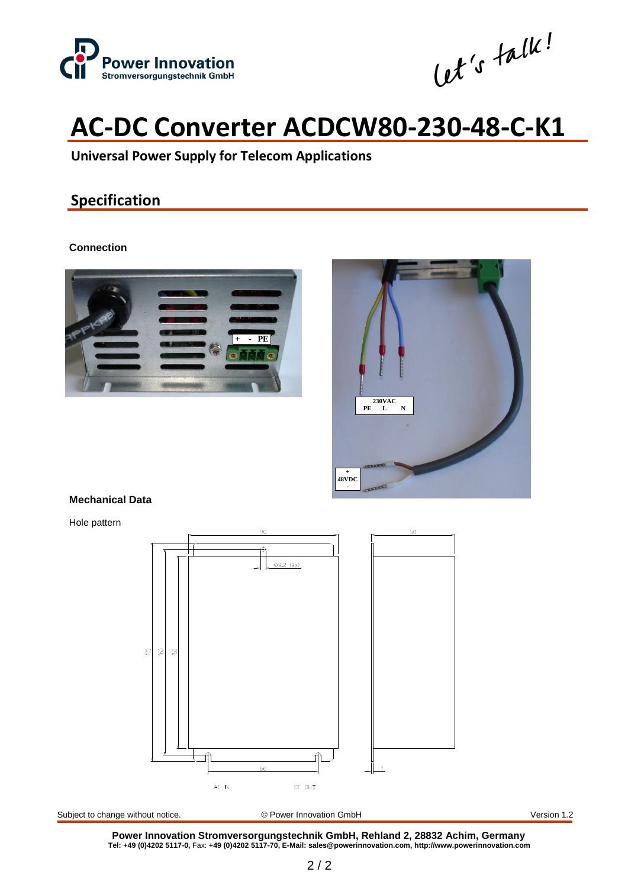# AC-DC Converter ACDCW80-230-48-C-K1

**Universal Power Supply for Telecom Applications**

## Specification

### Connection

\+ - PE

230VAC
PE L N

\+
48VDC
\-

### Mechanical Data

Hole pattern

90

ø3,2 (3x)

170
160
150

66

AC IN
DC OUT

50

1

Subject to change without notice. © Power Innovation GmbH Version 1.2

**Power Innovation Stromversorgungstechnik GmbH, Rehland 2, 28832 Achim, Germany**
**Tel: +49 (0)4202 5117-0,** Fax: **+49 (0)4202 5117-70, E-Mail: sales@powerinnovation.com, http://www.powerinnovation.com**